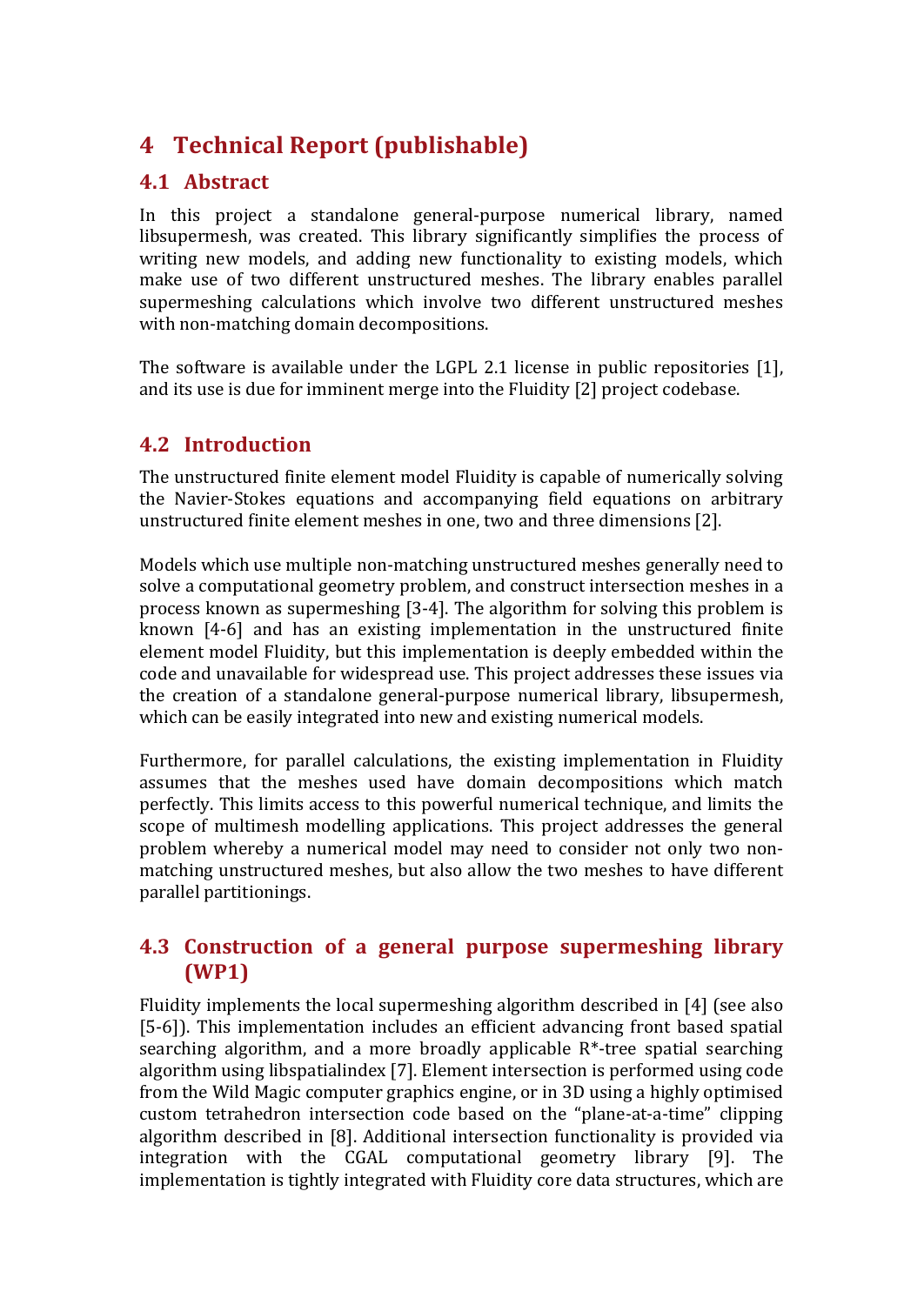# 4 Technical Report (publishable)

## 4.1 Abstract

In this project a standalone general-purpose numerical library, named libsupermesh, was created. This library significantly simplifies the process of writing new models, and adding new functionality to existing models, which make use of two different unstructured meshes. The library enables parallel supermeshing calculations which involve two different unstructured meshes with non-matching domain decompositions.

The software is available under the LGPL 2.1 license in public repositories [1], and its use is due for imminent merge into the Fluidity [2] project codebase.

## 4.2 Introduction

The unstructured finite element model Fluidity is capable of numerically solving the Navier-Stokes equations and accompanying field equations on arbitrary unstructured finite element meshes in one, two and three dimensions [2].

Models which use multiple non-matching unstructured meshes generally need to solve a computational geometry problem, and construct intersection meshes in a process known as supermeshing [3-4]. The algorithm for solving this problem is known [4-6] and has an existing implementation in the unstructured finite element model Fluidity, but this implementation is deeply embedded within the code and unavailable for widespread use. This project addresses these issues via the creation of a standalone general-purpose numerical library, libsupermesh, which can be easily integrated into new and existing numerical models.

Furthermore, for parallel calculations, the existing implementation in Fluidity assumes that the meshes used have domain decompositions which match perfectly. This limits access to this powerful numerical technique, and limits the scope of multimesh modelling applications. This project addresses the general problem whereby a numerical model may need to consider not only two non-matching unstructured meshes, but also allow the two meshes to have different parallel partitionings.

## 4.3 Construction of a general purpose supermeshing library (WP1)

Fluidity implements the local supermeshing algorithm described in [4] (see also [5-6]). This implementation includes an efficient advancing front based spatial searching algorithm, and a more broadly applicable R*-tree spatial searching algorithm using libspatialindex [7]. Element intersection is performed using code from the Wild Magic computer graphics engine, or in 3D using a highly optimised custom tetrahedron intersection code based on the "plane-at-a-time" clipping algorithm described in [8]. Additional intersection functionality is provided via integration with the CGAL computational geometry library [9]. The implementation is tightly integrated with Fluidity core data structures, which are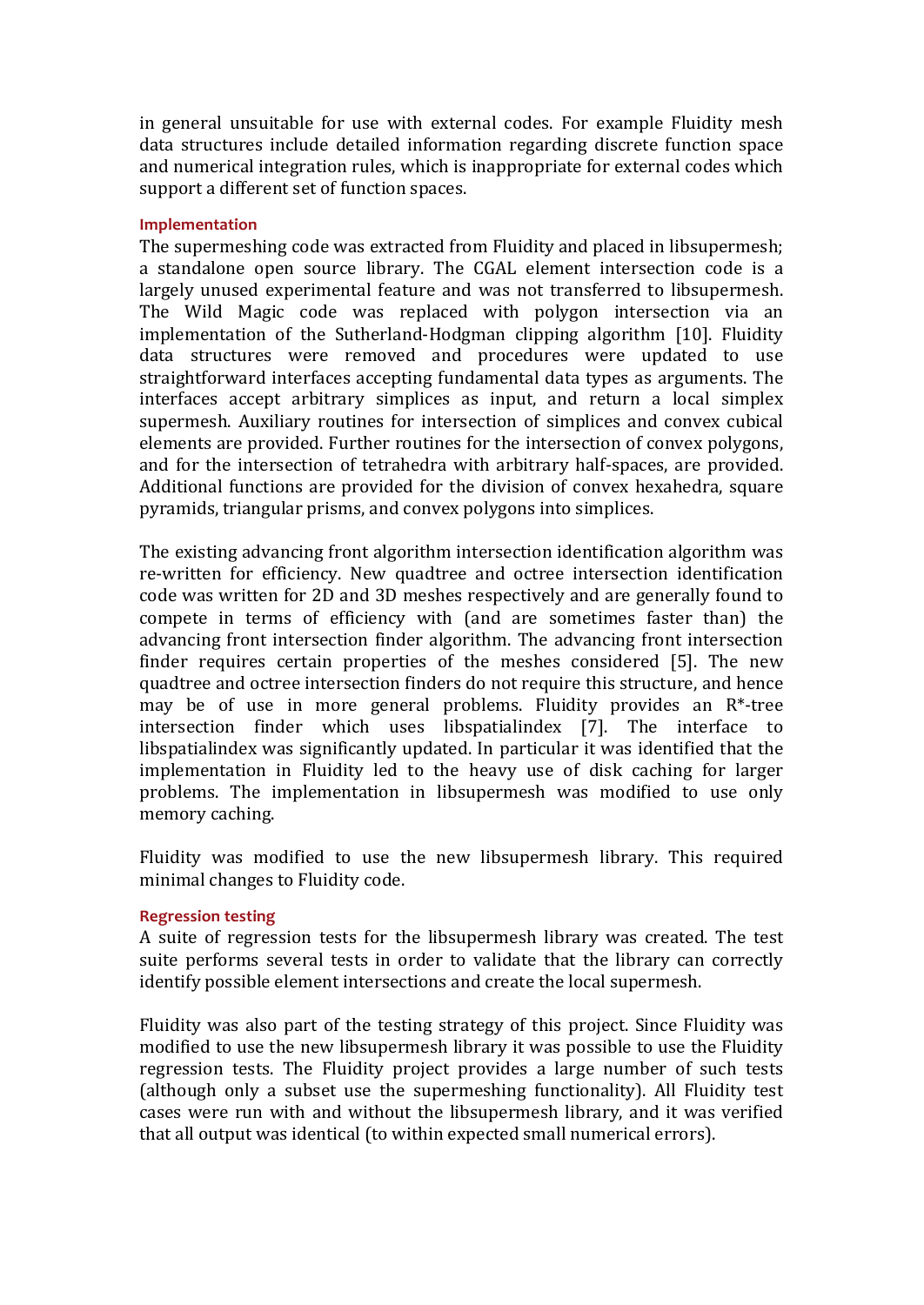in general unsuitable for use with external codes. For example Fluidity mesh data structures include detailed information regarding discrete function space and numerical integration rules, which is inappropriate for external codes which support a different set of function spaces.

### Implementation

The supermeshing code was extracted from Fluidity and placed in libsupermesh; a standalone open source library. The CGAL element intersection code is a largely unused experimental feature and was not transferred to libsupermesh. The Wild Magic code was replaced with polygon intersection via an implementation of the Sutherland-Hodgman clipping algorithm [10]. Fluidity data structures were removed and procedures were updated to use straightforward interfaces accepting fundamental data types as arguments. The interfaces accept arbitrary simplices as input, and return a local simplex supermesh. Auxiliary routines for intersection of simplices and convex cubical elements are provided. Further routines for the intersection of convex polygons, and for the intersection of tetrahedra with arbitrary half-spaces, are provided. Additional functions are provided for the division of convex hexahedra, square pyramids, triangular prisms, and convex polygons into simplices.

The existing advancing front algorithm intersection identification algorithm was re-written for efficiency. New quadtree and octree intersection identification code was written for 2D and 3D meshes respectively and are generally found to compete in terms of efficiency with (and are sometimes faster than) the advancing front intersection finder algorithm. The advancing front intersection finder requires certain properties of the meshes considered [5]. The new quadtree and octree intersection finders do not require this structure, and hence may be of use in more general problems. Fluidity provides an R*-tree intersection finder which uses libspatialindex [7]. The interface to libspatialindex was significantly updated. In particular it was identified that the implementation in Fluidity led to the heavy use of disk caching for larger problems. The implementation in libsupermesh was modified to use only memory caching.

Fluidity was modified to use the new libsupermesh library. This required minimal changes to Fluidity code.

### Regression testing

A suite of regression tests for the libsupermesh library was created. The test suite performs several tests in order to validate that the library can correctly identify possible element intersections and create the local supermesh.

Fluidity was also part of the testing strategy of this project. Since Fluidity was modified to use the new libsupermesh library it was possible to use the Fluidity regression tests. The Fluidity project provides a large number of such tests (although only a subset use the supermeshing functionality). All Fluidity test cases were run with and without the libsupermesh library, and it was verified that all output was identical (to within expected small numerical errors).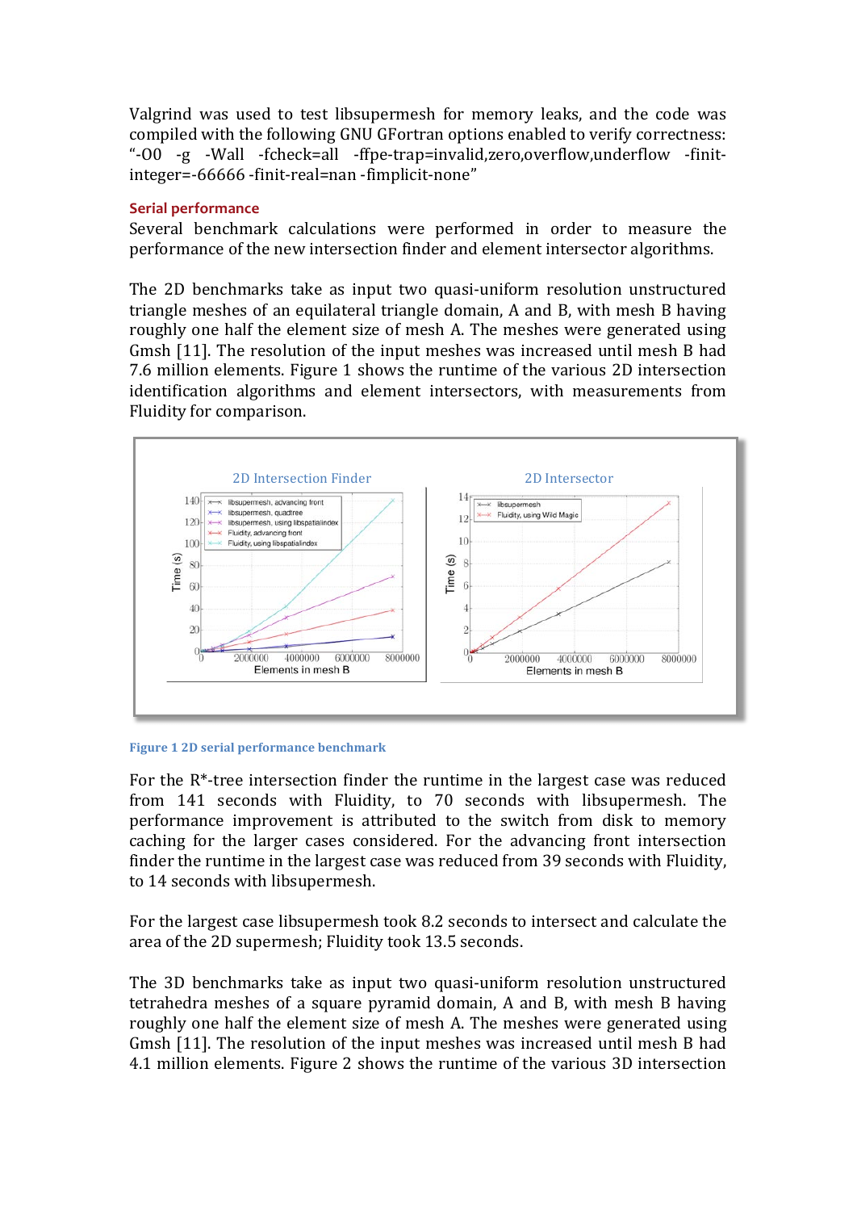Valgrind was used to test libsupermesh for memory leaks, and the code was compiled with the following GNU GFortran options enabled to verify correctness: "-O0 -g -Wall -fcheck=all -ffpe-trap=invalid,zero,overflow,underflow -finit-integer=-66666 -finit-real=nan -fimplicit-none"

### Serial performance

Several benchmark calculations were performed in order to measure the performance of the new intersection finder and element intersector algorithms.

The 2D benchmarks take as input two quasi-uniform resolution unstructured triangle meshes of an equilateral triangle domain, A and B, with mesh B having roughly one half the element size of mesh A. The meshes were generated using Gmsh [11]. The resolution of the input meshes was increased until mesh B had 7.6 million elements. Figure 1 shows the runtime of the various 2D intersection identification algorithms and element intersectors, with measurements from Fluidity for comparison.

**Figure 1 2D serial performance benchmark**

For the R*-tree intersection finder the runtime in the largest case was reduced from 141 seconds with Fluidity, to 70 seconds with libsupermesh. The performance improvement is attributed to the switch from disk to memory caching for the larger cases considered. For the advancing front intersection finder the runtime in the largest case was reduced from 39 seconds with Fluidity, to 14 seconds with libsupermesh.

For the largest case libsupermesh took 8.2 seconds to intersect and calculate the area of the 2D supermesh; Fluidity took 13.5 seconds.

The 3D benchmarks take as input two quasi-uniform resolution unstructured tetrahedra meshes of a square pyramid domain, A and B, with mesh B having roughly one half the element size of mesh A. The meshes were generated using Gmsh [11]. The resolution of the input meshes was increased until mesh B had 4.1 million elements. Figure 2 shows the runtime of the various 3D intersection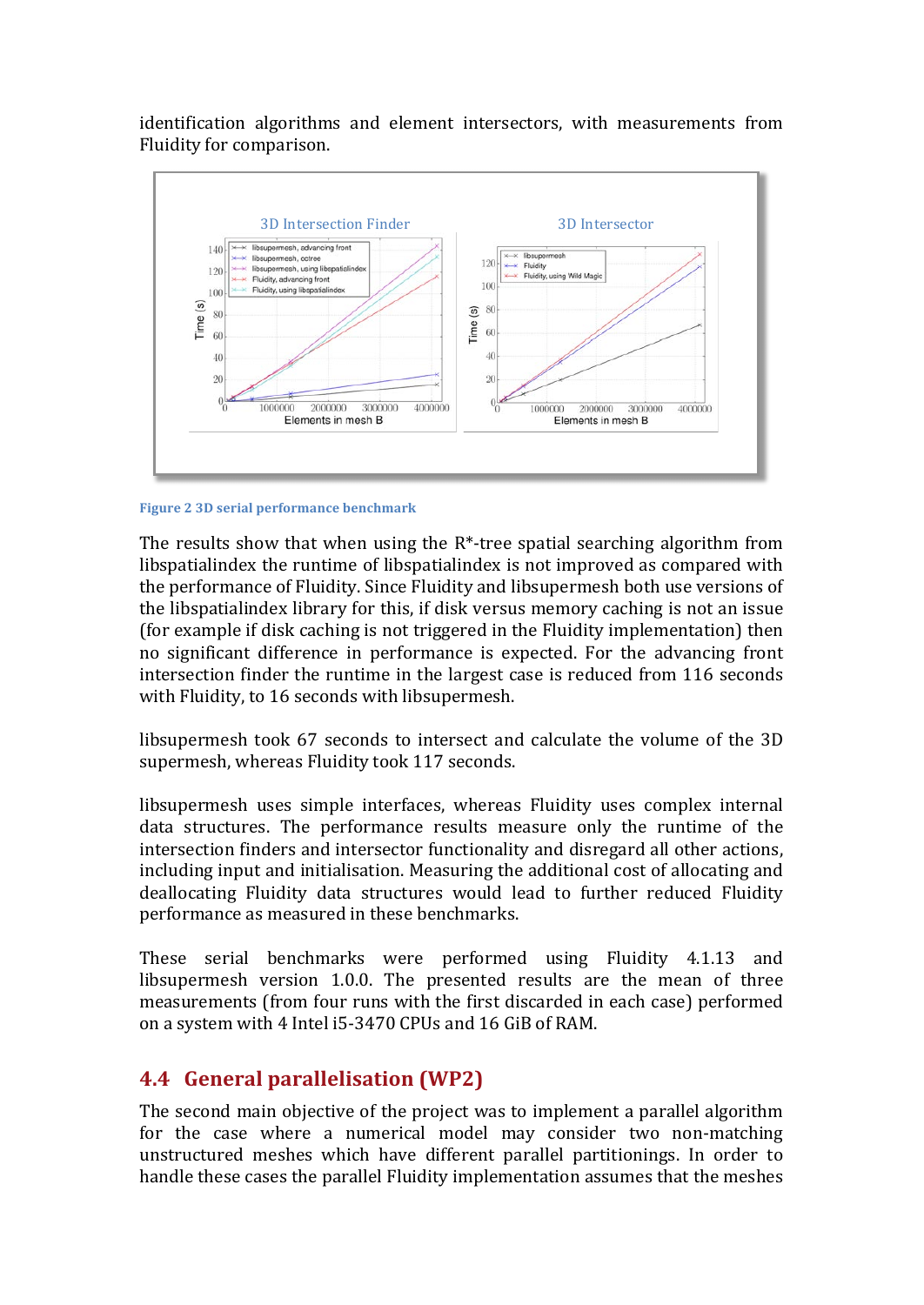identification algorithms and element intersectors, with measurements from Fluidity for comparison.

Figure 2 3D serial performance benchmark

The results show that when using the R*-tree spatial searching algorithm from libspatialindex the runtime of libspatialindex is not improved as compared with the performance of Fluidity. Since Fluidity and libsupermesh both use versions of the libspatialindex library for this, if disk versus memory caching is not an issue (for example if disk caching is not triggered in the Fluidity implementation) then no significant difference in performance is expected. For the advancing front intersection finder the runtime in the largest case is reduced from 116 seconds with Fluidity, to 16 seconds with libsupermesh.

libsupermesh took 67 seconds to intersect and calculate the volume of the 3D supermesh, whereas Fluidity took 117 seconds.

libsupermesh uses simple interfaces, whereas Fluidity uses complex internal data structures. The performance results measure only the runtime of the intersection finders and intersector functionality and disregard all other actions, including input and initialisation. Measuring the additional cost of allocating and deallocating Fluidity data structures would lead to further reduced Fluidity performance as measured in these benchmarks.

These serial benchmarks were performed using Fluidity 4.1.13 and libsupermesh version 1.0.0. The presented results are the mean of three measurements (from four runs with the first discarded in each case) performed on a system with 4 Intel i5-3470 CPUs and 16 GiB of RAM.

## 4.4 General parallelisation (WP2)

The second main objective of the project was to implement a parallel algorithm for the case where a numerical model may consider two non-matching unstructured meshes which have different parallel partitionings. In order to handle these cases the parallel Fluidity implementation assumes that the meshes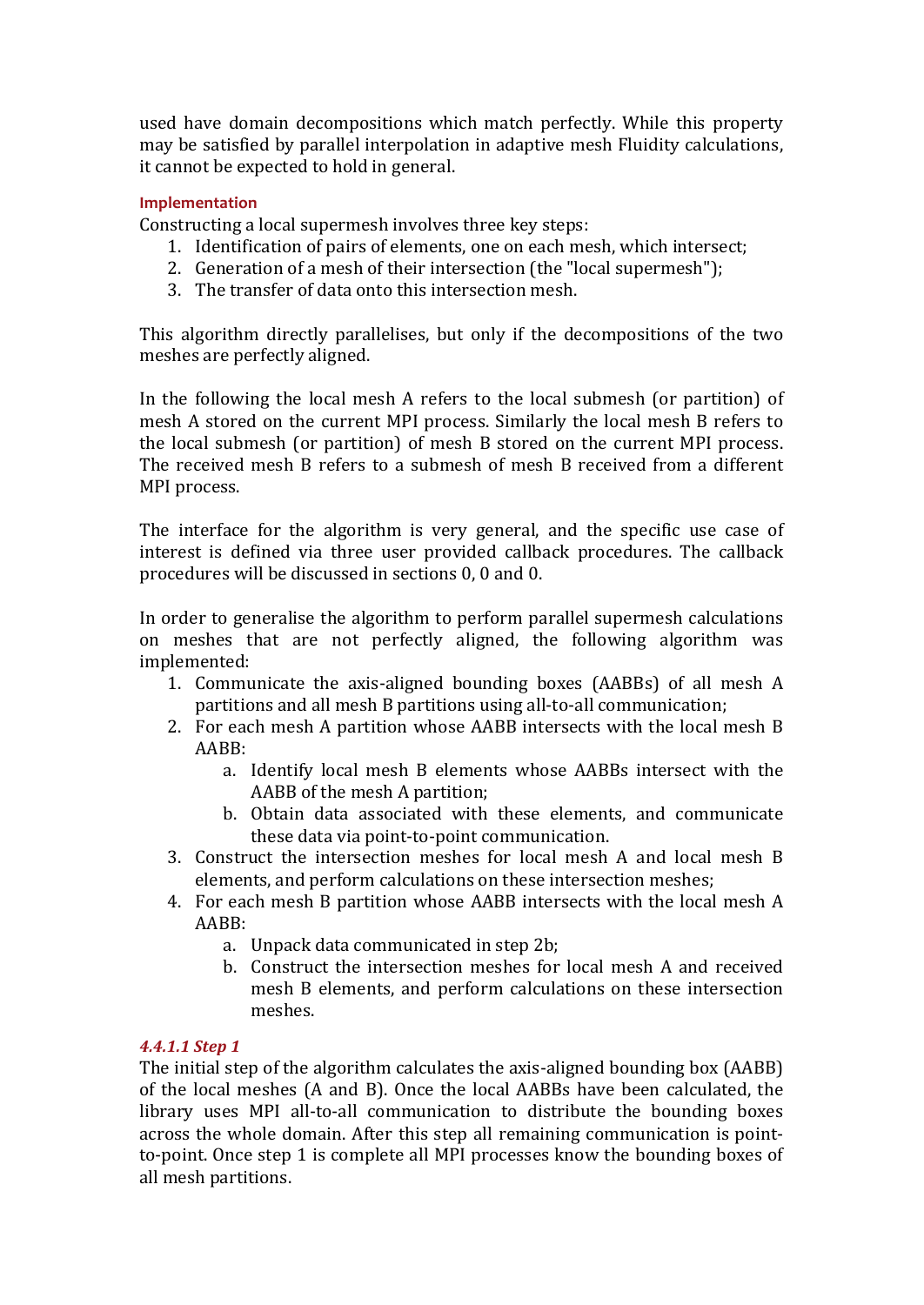used have domain decompositions which match perfectly. While this property may be satisfied by parallel interpolation in adaptive mesh Fluidity calculations, it cannot be expected to hold in general.

#### Implementation

Constructing a local supermesh involves three key steps:

1. Identification of pairs of elements, one on each mesh, which intersect;
2. Generation of a mesh of their intersection (the "local supermesh");
3. The transfer of data onto this intersection mesh.

This algorithm directly parallelises, but only if the decompositions of the two meshes are perfectly aligned.

In the following the local mesh A refers to the local submesh (or partition) of mesh A stored on the current MPI process. Similarly the local mesh B refers to the local submesh (or partition) of mesh B stored on the current MPI process. The received mesh B refers to a submesh of mesh B received from a different MPI process.

The interface for the algorithm is very general, and the specific use case of interest is defined via three user provided callback procedures. The callback procedures will be discussed in sections 0, 0 and 0.

In order to generalise the algorithm to perform parallel supermesh calculations on meshes that are not perfectly aligned, the following algorithm was implemented:

1. Communicate the axis-aligned bounding boxes (AABBs) of all mesh A partitions and all mesh B partitions using all-to-all communication;
2. For each mesh A partition whose AABB intersects with the local mesh B AABB:
    a. Identify local mesh B elements whose AABBs intersect with the AABB of the mesh A partition;
    b. Obtain data associated with these elements, and communicate these data via point-to-point communication.
3. Construct the intersection meshes for local mesh A and local mesh B elements, and perform calculations on these intersection meshes;
4. For each mesh B partition whose AABB intersects with the local mesh A AABB:
    a. Unpack data communicated in step 2b;
    b. Construct the intersection meshes for local mesh A and received mesh B elements, and perform calculations on these intersection meshes.

#### *4.4.1.1 Step 1*

The initial step of the algorithm calculates the axis-aligned bounding box (AABB) of the local meshes (A and B). Once the local AABBs have been calculated, the library uses MPI all-to-all communication to distribute the bounding boxes across the whole domain. After this step all remaining communication is point-to-point. Once step 1 is complete all MPI processes know the bounding boxes of all mesh partitions.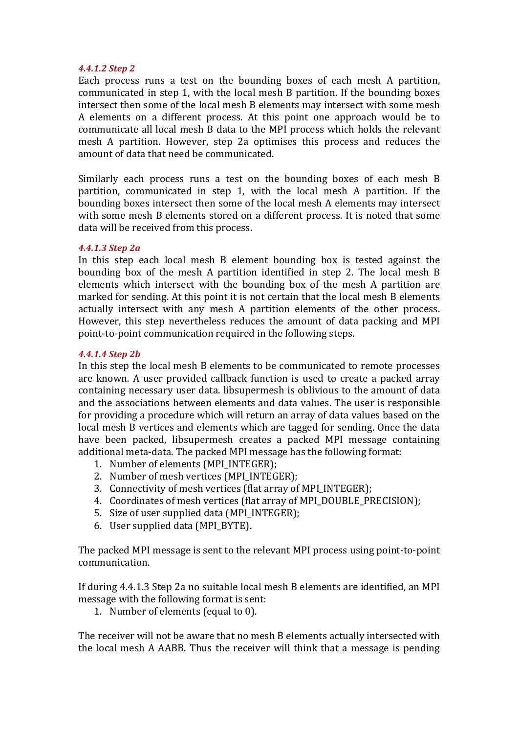#### *4.4.1.2 Step 2*

Each process runs a test on the bounding boxes of each mesh A partition, communicated in step 1, with the local mesh B partition. If the bounding boxes intersect then some of the local mesh B elements may intersect with some mesh A elements on a different process. At this point one approach would be to communicate all local mesh B data to the MPI process which holds the relevant mesh A partition. However, step 2a optimises this process and reduces the amount of data that need be communicated.

Similarly each process runs a test on the bounding boxes of each mesh B partition, communicated in step 1, with the local mesh A partition. If the bounding boxes intersect then some of the local mesh A elements may intersect with some mesh B elements stored on a different process. It is noted that some data will be received from this process.

#### *4.4.1.3 Step 2a*

In this step each local mesh B element bounding box is tested against the bounding box of the mesh A partition identified in step 2. The local mesh B elements which intersect with the bounding box of the mesh A partition are marked for sending. At this point it is not certain that the local mesh B elements actually intersect with any mesh A partition elements of the other process. However, this step nevertheless reduces the amount of data packing and MPI point-to-point communication required in the following steps.

#### *4.4.1.4 Step 2b*

In this step the local mesh B elements to be communicated to remote processes are known. A user provided callback function is used to create a packed array containing necessary user data. libsupermesh is oblivious to the amount of data and the associations between elements and data values. The user is responsible for providing a procedure which will return an array of data values based on the local mesh B vertices and elements which are tagged for sending. Once the data have been packed, libsupermesh creates a packed MPI message containing additional meta-data. The packed MPI message has the following format:

1. Number of elements (MPI_INTEGER);
2. Number of mesh vertices (MPI_INTEGER);
3. Connectivity of mesh vertices (flat array of MPI_INTEGER);
4. Coordinates of mesh vertices (flat array of MPI_DOUBLE_PRECISION);
5. Size of user supplied data (MPI_INTEGER);
6. User supplied data (MPI_BYTE).

The packed MPI message is sent to the relevant MPI process using point-to-point communication.

If during 4.4.1.3 Step 2a no suitable local mesh B elements are identified, an MPI message with the following format is sent:

1. Number of elements (equal to 0).

The receiver will not be aware that no mesh B elements actually intersected with the local mesh A AABB. Thus the receiver will think that a message is pending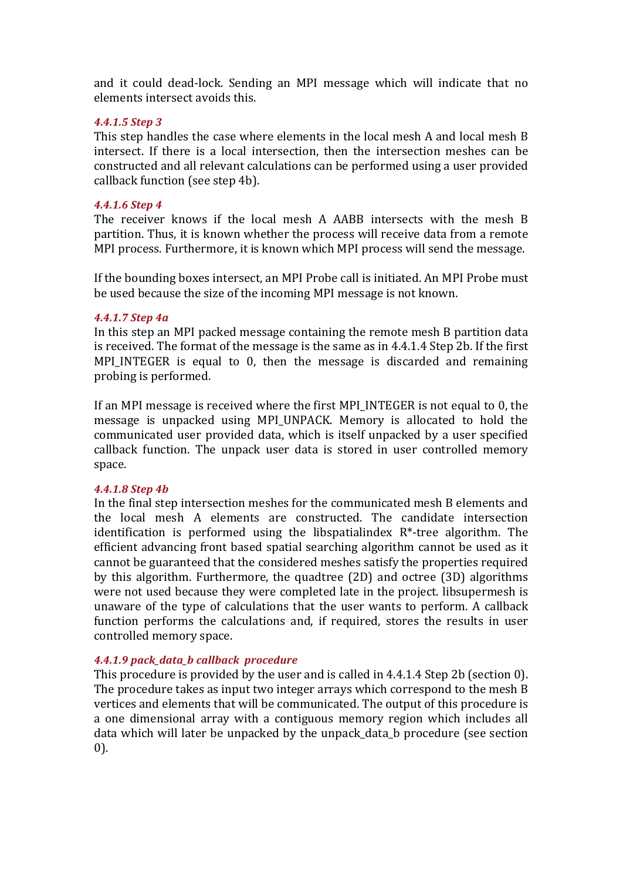and it could dead-lock. Sending an MPI message which will indicate that no elements intersect avoids this.

#### *4.4.1.5 Step 3*

This step handles the case where elements in the local mesh A and local mesh B intersect. If there is a local intersection, then the intersection meshes can be constructed and all relevant calculations can be performed using a user provided callback function (see step 4b).

#### *4.4.1.6 Step 4*

The receiver knows if the local mesh A AABB intersects with the mesh B partition. Thus, it is known whether the process will receive data from a remote MPI process. Furthermore, it is known which MPI process will send the message.

If the bounding boxes intersect, an MPI Probe call is initiated. An MPI Probe must be used because the size of the incoming MPI message is not known.

#### *4.4.1.7 Step 4a*

In this step an MPI packed message containing the remote mesh B partition data is received. The format of the message is the same as in 4.4.1.4 Step 2b. If the first MPI_INTEGER is equal to 0, then the message is discarded and remaining probing is performed.

If an MPI message is received where the first MPI_INTEGER is not equal to 0, the message is unpacked using MPI_UNPACK. Memory is allocated to hold the communicated user provided data, which is itself unpacked by a user specified callback function. The unpack user data is stored in user controlled memory space.

#### *4.4.1.8 Step 4b*

In the final step intersection meshes for the communicated mesh B elements and the local mesh A elements are constructed. The candidate intersection identification is performed using the libspatialindex R*-tree algorithm. The efficient advancing front based spatial searching algorithm cannot be used as it cannot be guaranteed that the considered meshes satisfy the properties required by this algorithm. Furthermore, the quadtree (2D) and octree (3D) algorithms were not used because they were completed late in the project. libsupermesh is unaware of the type of calculations that the user wants to perform. A callback function performs the calculations and, if required, stores the results in user controlled memory space.

#### *4.4.1.9 pack_data_b callback procedure*

This procedure is provided by the user and is called in 4.4.1.4 Step 2b (section 0). The procedure takes as input two integer arrays which correspond to the mesh B vertices and elements that will be communicated. The output of this procedure is a one dimensional array with a contiguous memory region which includes all data which will later be unpacked by the unpack_data_b procedure (see section 0).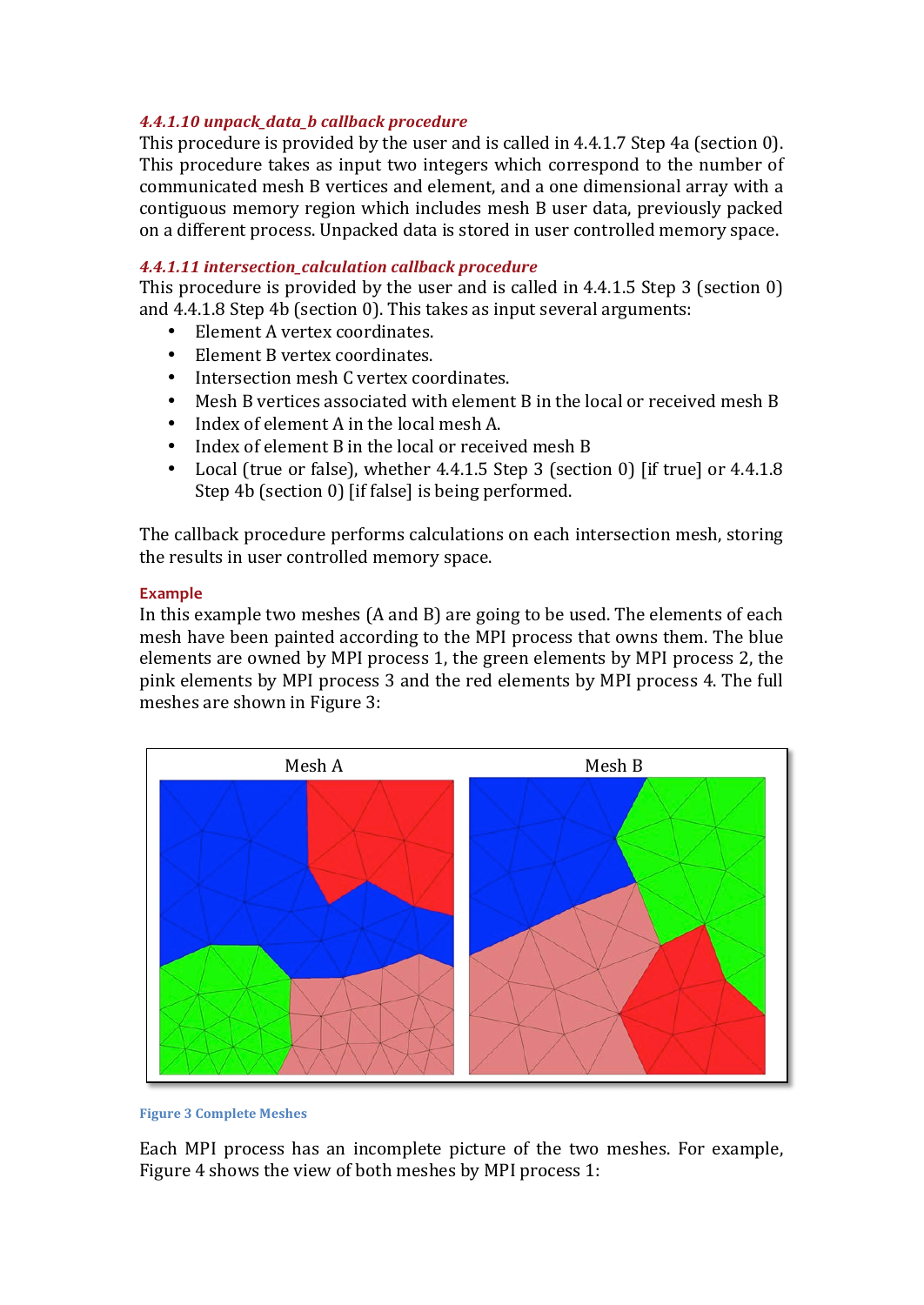#### *4.4.1.10 unpack_data_b callback procedure*

This procedure is provided by the user and is called in 4.4.1.7 Step 4a (section 0). This procedure takes as input two integers which correspond to the number of communicated mesh B vertices and element, and a one dimensional array with a contiguous memory region which includes mesh B user data, previously packed on a different process. Unpacked data is stored in user controlled memory space.

#### *4.4.1.11 intersection_calculation callback procedure*

This procedure is provided by the user and is called in 4.4.1.5 Step 3 (section 0) and 4.4.1.8 Step 4b (section 0). This takes as input several arguments:

- Element A vertex coordinates.
- Element B vertex coordinates.
- Intersection mesh C vertex coordinates.
- Mesh B vertices associated with element B in the local or received mesh B
- Index of element A in the local mesh A.
- Index of element B in the local or received mesh B
- Local (true or false), whether 4.4.1.5 Step 3 (section 0) [if true] or 4.4.1.8 Step 4b (section 0) [if false] is being performed.

The callback procedure performs calculations on each intersection mesh, storing the results in user controlled memory space.

**Example**

In this example two meshes (A and B) are going to be used. The elements of each mesh have been painted according to the MPI process that owns them. The blue elements are owned by MPI process 1, the green elements by MPI process 2, the pink elements by MPI process 3 and the red elements by MPI process 4. The full meshes are shown in Figure 3:

Figure 3 Complete Meshes

Each MPI process has an incomplete picture of the two meshes. For example, Figure 4 shows the view of both meshes by MPI process 1: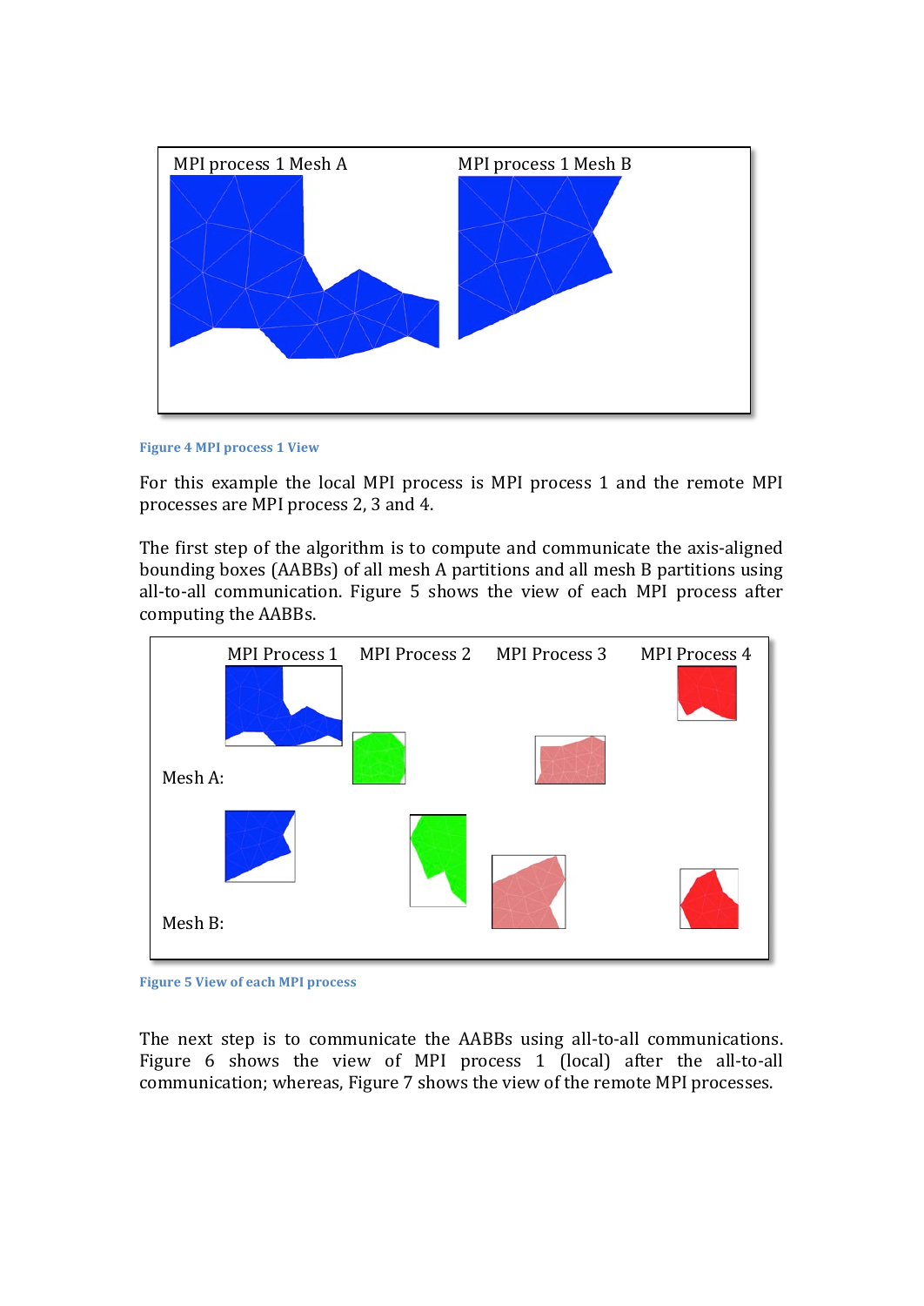Figure 4 MPI process 1 View

For this example the local MPI process is MPI process 1 and the remote MPI processes are MPI process 2, 3 and 4.

The first step of the algorithm is to compute and communicate the axis-aligned bounding boxes (AABBs) of all mesh A partitions and all mesh B partitions using all-to-all communication. Figure 5 shows the view of each MPI process after computing the AABBs.

Figure 5 View of each MPI process

The next step is to communicate the AABBs using all-to-all communications. Figure 6 shows the view of MPI process 1 (local) after the all-to-all communication; whereas, Figure 7 shows the view of the remote MPI processes.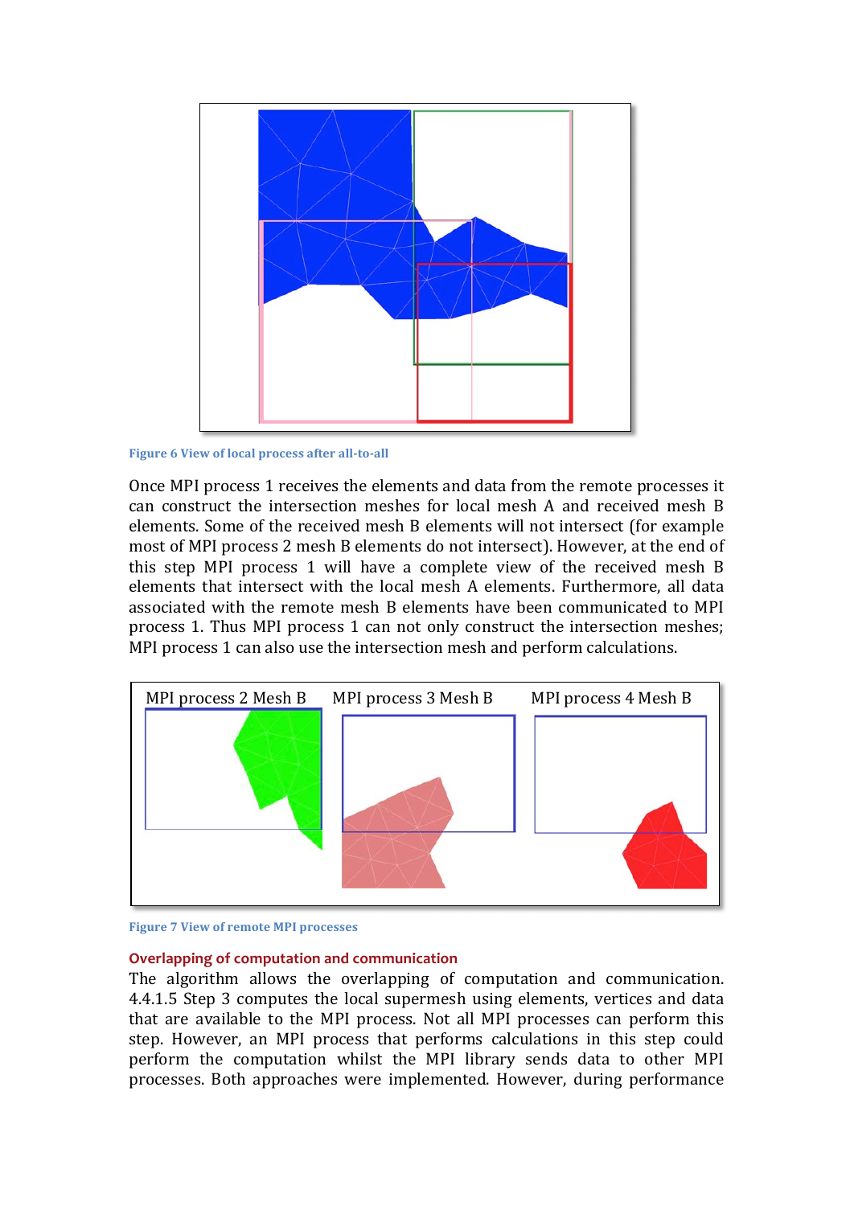Figure 6 View of local process after all-to-all

Once MPI process 1 receives the elements and data from the remote processes it can construct the intersection meshes for local mesh A and received mesh B elements. Some of the received mesh B elements will not intersect (for example most of MPI process 2 mesh B elements do not intersect). However, at the end of this step MPI process 1 will have a complete view of the received mesh B elements that intersect with the local mesh A elements. Furthermore, all data associated with the remote mesh B elements have been communicated to MPI process 1. Thus MPI process 1 can not only construct the intersection meshes; MPI process 1 can also use the intersection mesh and perform calculations.

Figure 7 View of remote MPI processes

### Overlapping of computation and communication

The algorithm allows the overlapping of computation and communication. 4.4.1.5 Step 3 computes the local supermesh using elements, vertices and data that are available to the MPI process. Not all MPI processes can perform this step. However, an MPI process that performs calculations in this step could perform the computation whilst the MPI library sends data to other MPI processes. Both approaches were implemented. However, during performance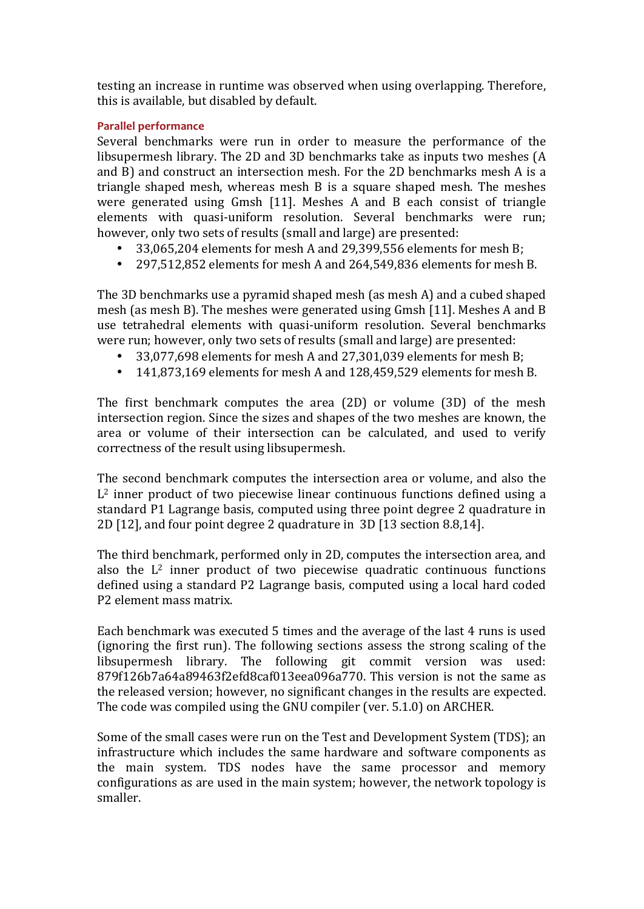testing an increase in runtime was observed when using overlapping. Therefore, this is available, but disabled by default.

### Parallel performance

Several benchmarks were run in order to measure the performance of the libsupermesh library. The 2D and 3D benchmarks take as inputs two meshes (A and B) and construct an intersection mesh. For the 2D benchmarks mesh A is a triangle shaped mesh, whereas mesh B is a square shaped mesh. The meshes were generated using Gmsh [11]. Meshes A and B each consist of triangle elements with quasi-uniform resolution. Several benchmarks were run; however, only two sets of results (small and large) are presented:

- 33,065,204 elements for mesh A and 29,399,556 elements for mesh B;
- 297,512,852 elements for mesh A and 264,549,836 elements for mesh B.

The 3D benchmarks use a pyramid shaped mesh (as mesh A) and a cubed shaped mesh (as mesh B). The meshes were generated using Gmsh [11]. Meshes A and B use tetrahedral elements with quasi-uniform resolution. Several benchmarks were run; however, only two sets of results (small and large) are presented:

- 33,077,698 elements for mesh A and 27,301,039 elements for mesh B;
- 141,873,169 elements for mesh A and 128,459,529 elements for mesh B.

The first benchmark computes the area (2D) or volume (3D) of the mesh intersection region. Since the sizes and shapes of the two meshes are known, the area or volume of their intersection can be calculated, and used to verify correctness of the result using libsupermesh.

The second benchmark computes the intersection area or volume, and also the $L^2$ inner product of two piecewise linear continuous functions defined using a standard P1 Lagrange basis, computed using three point degree 2 quadrature in 2D [12], and four point degree 2 quadrature in 3D [13 section 8.8,14].

The third benchmark, performed only in 2D, computes the intersection area, and also the $L^2$ inner product of two piecewise quadratic continuous functions defined using a standard P2 Lagrange basis, computed using a local hard coded P2 element mass matrix.

Each benchmark was executed 5 times and the average of the last 4 runs is used (ignoring the first run). The following sections assess the strong scaling of the libsupermesh library. The following git commit version was used: 879f126b7a64a89463f2efd8caf013eea096a770. This version is not the same as the released version; however, no significant changes in the results are expected. The code was compiled using the GNU compiler (ver. 5.1.0) on ARCHER.

Some of the small cases were run on the Test and Development System (TDS); an infrastructure which includes the same hardware and software components as the main system. TDS nodes have the same processor and memory configurations as are used in the main system; however, the network topology is smaller.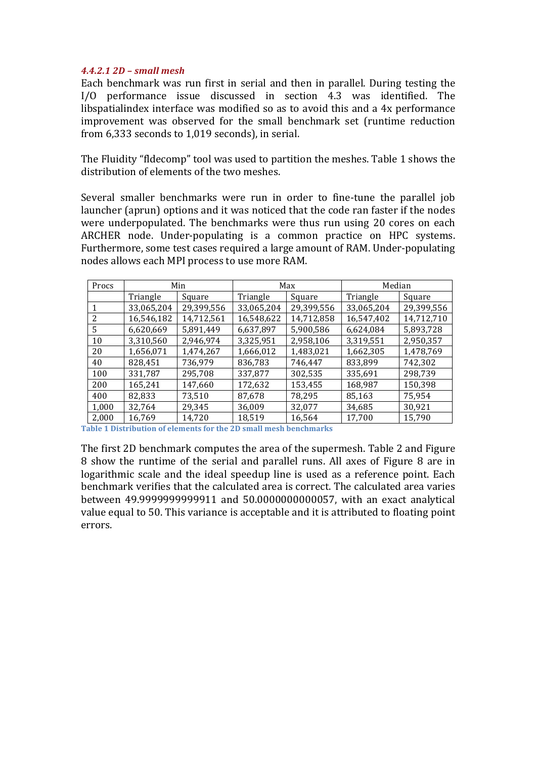#### *4.4.2.1 2D – small mesh*

Each benchmark was run first in serial and then in parallel. During testing the I/O performance issue discussed in section 4.3 was identified. The libspatialindex interface was modified so as to avoid this and a 4x performance improvement was observed for the small benchmark set (runtime reduction from 6,333 seconds to 1,019 seconds), in serial.

The Fluidity "fldecomp" tool was used to partition the meshes. Table 1 shows the distribution of elements of the two meshes.

Several smaller benchmarks were run in order to fine-tune the parallel job launcher (aprun) options and it was noticed that the code ran faster if the nodes were underpopulated. The benchmarks were thus run using 20 cores on each ARCHER node. Under-populating is a common practice on HPC systems. Furthermore, some test cases required a large amount of RAM. Under-populating nodes allows each MPI process to use more RAM.

| Procs | Min | | Max | | Median | |
|---|---|---|---|---|---|---|
| | Triangle | Square | Triangle | Square | Triangle | Square |
| 1 | 33,065,204 | 29,399,556 | 33,065,204 | 29,399,556 | 33,065,204 | 29,399,556 |
| 2 | 16,546,182 | 14,712,561 | 16,548,622 | 14,712,858 | 16,547,402 | 14,712,710 |
| 5 | 6,620,669 | 5,891,449 | 6,637,897 | 5,900,586 | 6,624,084 | 5,893,728 |
| 10 | 3,310,560 | 2,946,974 | 3,325,951 | 2,958,106 | 3,319,551 | 2,950,357 |
| 20 | 1,656,071 | 1,474,267 | 1,666,012 | 1,483,021 | 1,662,305 | 1,478,769 |
| 40 | 828,451 | 736,979 | 836,783 | 746,447 | 833,899 | 742,302 |
| 100 | 331,787 | 295,708 | 337,877 | 302,535 | 335,691 | 298,739 |
| 200 | 165,241 | 147,660 | 172,632 | 153,455 | 168,987 | 150,398 |
| 400 | 82,833 | 73,510 | 87,678 | 78,295 | 85,163 | 75,954 |
| 1,000 | 32,764 | 29,345 | 36,009 | 32,077 | 34,685 | 30,921 |
| 2,000 | 16,769 | 14,720 | 18,519 | 16,564 | 17,700 | 15,790 |

**Table 1 Distribution of elements for the 2D small mesh benchmarks**

The first 2D benchmark computes the area of the supermesh. Table 2 and Figure 8 show the runtime of the serial and parallel runs. All axes of Figure 8 are in logarithmic scale and the ideal speedup line is used as a reference point. Each benchmark verifies that the calculated area is correct. The calculated area varies between 49.9999999999911 and 50.0000000000057, with an exact analytical value equal to 50. This variance is acceptable and it is attributed to floating point errors.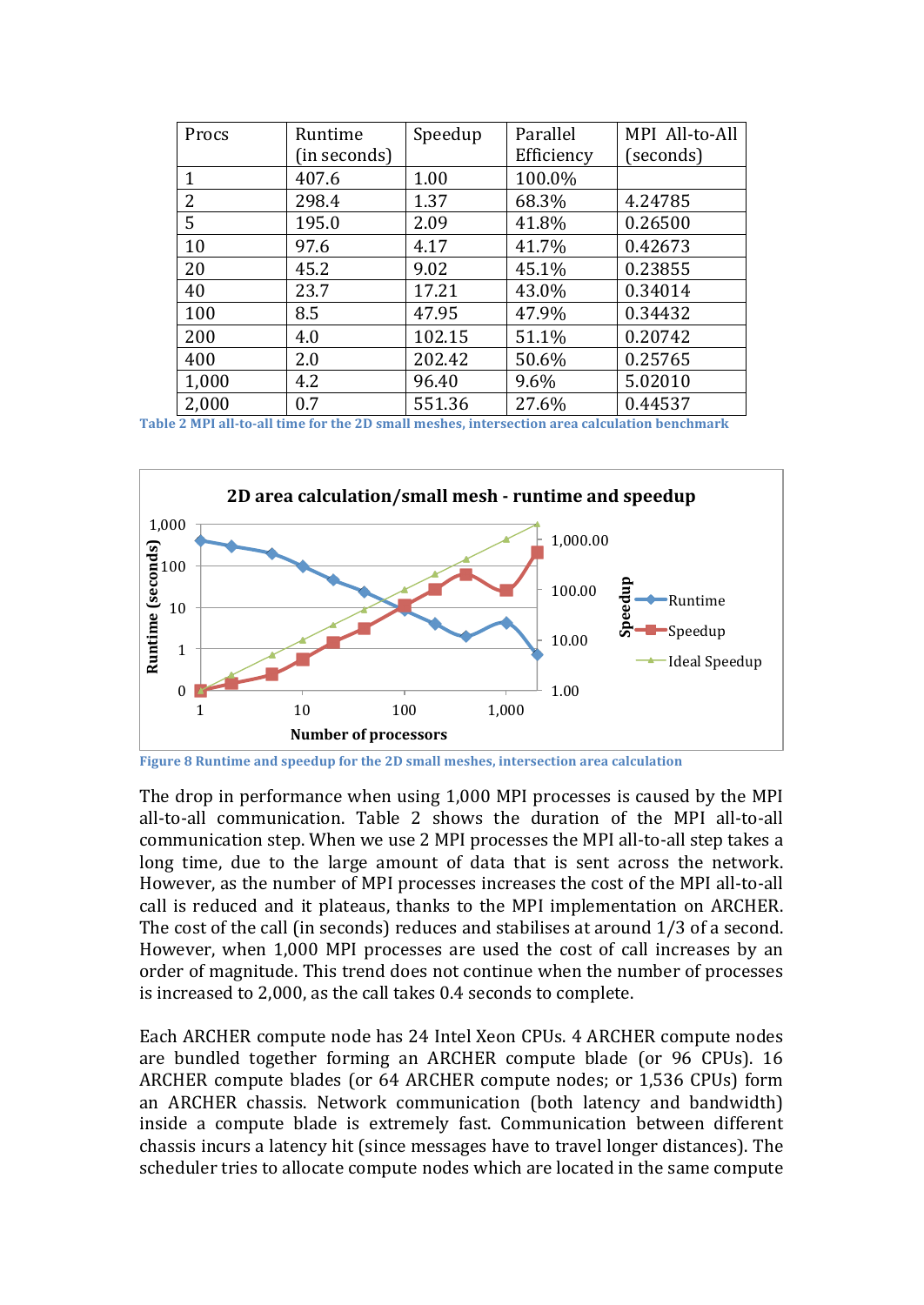| Procs | Runtime (in seconds) | Speedup | Parallel Efficiency | MPI All-to-All (seconds) |
|---|---|---|---|---|
| 1 | 407.6 | 1.00 | 100.0% | |
| 2 | 298.4 | 1.37 | 68.3% | 4.24785 |
| 5 | 195.0 | 2.09 | 41.8% | 0.26500 |
| 10 | 97.6 | 4.17 | 41.7% | 0.42673 |
| 20 | 45.2 | 9.02 | 45.1% | 0.23855 |
| 40 | 23.7 | 17.21 | 43.0% | 0.34014 |
| 100 | 8.5 | 47.95 | 47.9% | 0.34432 |
| 200 | 4.0 | 102.15 | 51.1% | 0.20742 |
| 400 | 2.0 | 202.42 | 50.6% | 0.25765 |
| 1,000 | 4.2 | 96.40 | 9.6% | 5.02010 |
| 2,000 | 0.7 | 551.36 | 27.6% | 0.44537 |

Table 2 MPI all-to-all time for the 2D small meshes, intersection area calculation benchmark

Figure 8 Runtime and speedup for the 2D small meshes, intersection area calculation

The drop in performance when using 1,000 MPI processes is caused by the MPI all-to-all communication. Table 2 shows the duration of the MPI all-to-all communication step. When we use 2 MPI processes the MPI all-to-all step takes a long time, due to the large amount of data that is sent across the network. However, as the number of MPI processes increases the cost of the MPI all-to-all call is reduced and it plateaus, thanks to the MPI implementation on ARCHER. The cost of the call (in seconds) reduces and stabilises at around 1/3 of a second. However, when 1,000 MPI processes are used the cost of call increases by an order of magnitude. This trend does not continue when the number of processes is increased to 2,000, as the call takes 0.4 seconds to complete.

Each ARCHER compute node has 24 Intel Xeon CPUs. 4 ARCHER compute nodes are bundled together forming an ARCHER compute blade (or 96 CPUs). 16 ARCHER compute blades (or 64 ARCHER compute nodes; or 1,536 CPUs) form an ARCHER chassis. Network communication (both latency and bandwidth) inside a compute blade is extremely fast. Communication between different chassis incurs a latency hit (since messages have to travel longer distances). The scheduler tries to allocate compute nodes which are located in the same compute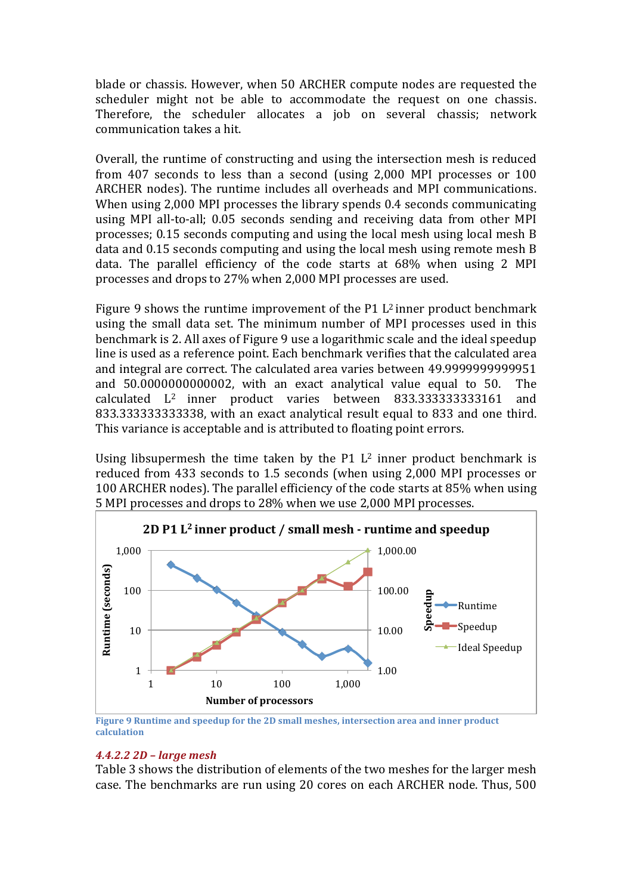blade or chassis. However, when 50 ARCHER compute nodes are requested the scheduler might not be able to accommodate the request on one chassis. Therefore, the scheduler allocates a job on several chassis; network communication takes a hit.

Overall, the runtime of constructing and using the intersection mesh is reduced from 407 seconds to less than a second (using 2,000 MPI processes or 100 ARCHER nodes). The runtime includes all overheads and MPI communications. When using 2,000 MPI processes the library spends 0.4 seconds communicating using MPI all-to-all; 0.05 seconds sending and receiving data from other MPI processes; 0.15 seconds computing and using the local mesh using local mesh B data and 0.15 seconds computing and using the local mesh using remote mesh B data. The parallel efficiency of the code starts at 68% when using 2 MPI processes and drops to 27% when 2,000 MPI processes are used.

Figure 9 shows the runtime improvement of the P1 $L^2$ inner product benchmark using the small data set. The minimum number of MPI processes used in this benchmark is 2. All axes of Figure 9 use a logarithmic scale and the ideal speedup line is used as a reference point. Each benchmark verifies that the calculated area and integral are correct. The calculated area varies between 49.9999999999951 and 50.0000000000002, with an exact analytical value equal to 50. The calculated $L^2$ inner product varies between 833.333333333161 and 833.333333333338, with an exact analytical result equal to 833 and one third. This variance is acceptable and is attributed to floating point errors.

Using libsupermesh the time taken by the P1 $L^2$ inner product benchmark is reduced from 433 seconds to 1.5 seconds (when using 2,000 MPI processes or 100 ARCHER nodes). The parallel efficiency of the code starts at 85% when using 5 MPI processes and drops to 28% when we use 2,000 MPI processes.

Figure 9 Runtime and speedup for the 2D small meshes, intersection area and inner product calculation

#### *4.4.2.2 2D – large mesh*

Table 3 shows the distribution of elements of the two meshes for the larger mesh case. The benchmarks are run using 20 cores on each ARCHER node. Thus, 500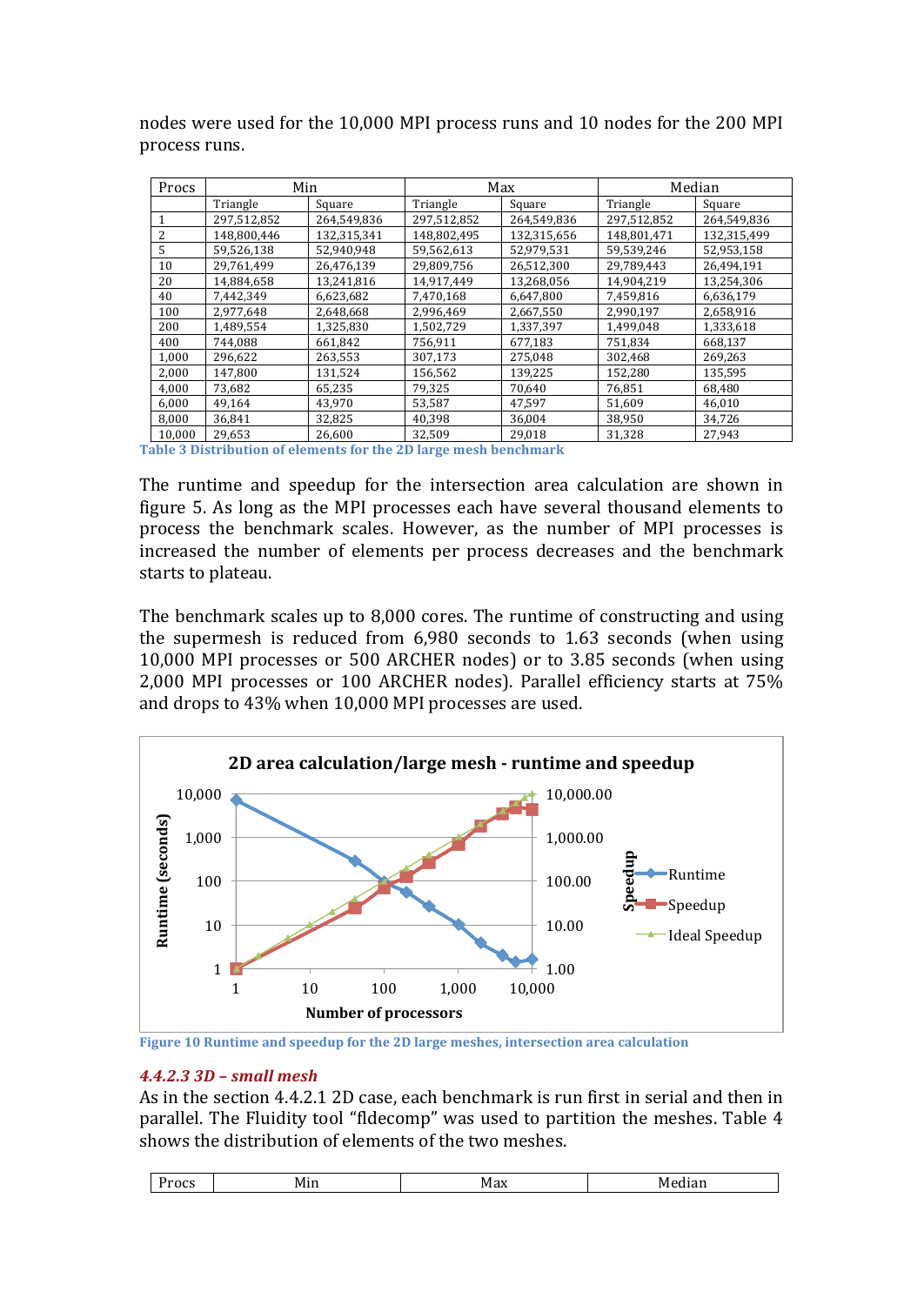nodes were used for the 10,000 MPI process runs and 10 nodes for the 200 MPI process runs.

| Procs | Min | | Max | | Median | |
|---|---|---|---|---|---|---|
| | Triangle | Square | Triangle | Square | Triangle | Square |
| 1 | 297,512,852 | 264,549,836 | 297,512,852 | 264,549,836 | 297,512,852 | 264,549,836 |
| 2 | 148,800,446 | 132,315,341 | 148,802,495 | 132,315,656 | 148,801,471 | 132,315,499 |
| 5 | 59,526,138 | 52,940,948 | 59,562,613 | 52,979,531 | 59,539,246 | 52,953,158 |
| 10 | 29,761,499 | 26,476,139 | 29,809,756 | 26,512,300 | 29,789,443 | 26,494,191 |
| 20 | 14,884,658 | 13,241,816 | 14,917,449 | 13,268,056 | 14,904,219 | 13,254,306 |
| 40 | 7,442,349 | 6,623,682 | 7,470,168 | 6,647,800 | 7,459,816 | 6,636,179 |
| 100 | 2,977,648 | 2,648,668 | 2,996,469 | 2,667,550 | 2,990,197 | 2,658,916 |
| 200 | 1,489,554 | 1,325,830 | 1,502,729 | 1,337,397 | 1,499,048 | 1,333,618 |
| 400 | 744,088 | 661,842 | 756,911 | 677,183 | 751,834 | 668,137 |
| 1,000 | 296,622 | 263,553 | 307,173 | 275,048 | 302,468 | 269,263 |
| 2,000 | 147,800 | 131,524 | 156,562 | 139,225 | 152,280 | 135,595 |
| 4,000 | 73,682 | 65,235 | 79,325 | 70,640 | 76,851 | 68,480 |
| 6,000 | 49,164 | 43,970 | 53,587 | 47,597 | 51,609 | 46,010 |
| 8,000 | 36,841 | 32,825 | 40,398 | 36,004 | 38,950 | 34,726 |
| 10,000 | 29,653 | 26,600 | 32,509 | 29,018 | 31,328 | 27,943 |

**Table 3 Distribution of elements for the 2D large mesh benchmark**

The runtime and speedup for the intersection area calculation are shown in figure 5. As long as the MPI processes each have several thousand elements to process the benchmark scales. However, as the number of MPI processes is increased the number of elements per process decreases and the benchmark starts to plateau.

The benchmark scales up to 8,000 cores. The runtime of constructing and using the supermesh is reduced from 6,980 seconds to 1.63 seconds (when using 10,000 MPI processes or 500 ARCHER nodes) or to 3.85 seconds (when using 2,000 MPI processes or 100 ARCHER nodes). Parallel efficiency starts at 75% and drops to 43% when 10,000 MPI processes are used.

**Figure 10 Runtime and speedup for the 2D large meshes, intersection area calculation**

#### *4.4.2.3 3D – small mesh*

As in the section 4.4.2.1 2D case, each benchmark is run first in serial and then in parallel. The Fluidity tool "fldecomp" was used to partition the meshes. Table 4 shows the distribution of elements of the two meshes.

| Procs | Min | Max | Median |
|---|---|---|---|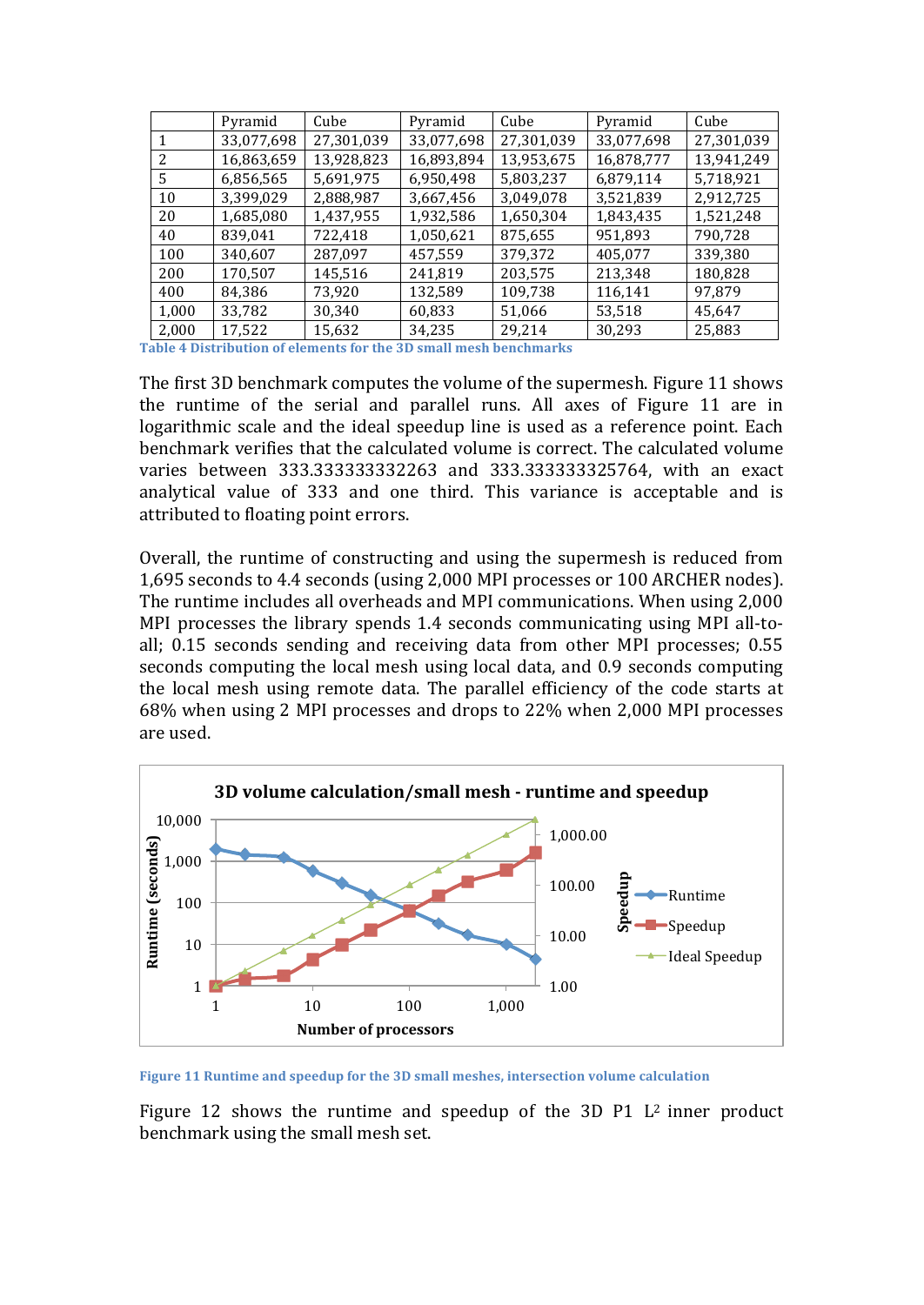| | Pyramid | Cube | Pyramid | Cube | Pyramid | Cube |
|---|---|---|---|---|---|---|
| 1 | 33,077,698 | 27,301,039 | 33,077,698 | 27,301,039 | 33,077,698 | 27,301,039 |
| 2 | 16,863,659 | 13,928,823 | 16,893,894 | 13,953,675 | 16,878,777 | 13,941,249 |
| 5 | 6,856,565 | 5,691,975 | 6,950,498 | 5,803,237 | 6,879,114 | 5,718,921 |
| 10 | 3,399,029 | 2,888,987 | 3,667,456 | 3,049,078 | 3,521,839 | 2,912,725 |
| 20 | 1,685,080 | 1,437,955 | 1,932,586 | 1,650,304 | 1,843,435 | 1,521,248 |
| 40 | 839,041 | 722,418 | 1,050,621 | 875,655 | 951,893 | 790,728 |
| 100 | 340,607 | 287,097 | 457,559 | 379,372 | 405,077 | 339,380 |
| 200 | 170,507 | 145,516 | 241,819 | 203,575 | 213,348 | 180,828 |
| 400 | 84,386 | 73,920 | 132,589 | 109,738 | 116,141 | 97,879 |
| 1,000 | 33,782 | 30,340 | 60,833 | 51,066 | 53,518 | 45,647 |
| 2,000 | 17,522 | 15,632 | 34,235 | 29,214 | 30,293 | 25,883 |

**Table 4 Distribution of elements for the 3D small mesh benchmarks**

The first 3D benchmark computes the volume of the supermesh. Figure 11 shows the runtime of the serial and parallel runs. All axes of Figure 11 are in logarithmic scale and the ideal speedup line is used as a reference point. Each benchmark verifies that the calculated volume is correct. The calculated volume varies between 333.333333332263 and 333.333333325764, with an exact analytical value of 333 and one third. This variance is acceptable and is attributed to floating point errors.

Overall, the runtime of constructing and using the supermesh is reduced from 1,695 seconds to 4.4 seconds (using 2,000 MPI processes or 100 ARCHER nodes). The runtime includes all overheads and MPI communications. When using 2,000 MPI processes the library spends 1.4 seconds communicating using MPI all-to-all; 0.15 seconds sending and receiving data from other MPI processes; 0.55 seconds computing the local mesh using local data, and 0.9 seconds computing the local mesh using remote data. The parallel efficiency of the code starts at 68% when using 2 MPI processes and drops to 22% when 2,000 MPI processes are used.

**Figure 11 Runtime and speedup for the 3D small meshes, intersection volume calculation**

Figure 12 shows the runtime and speedup of the 3D P1 $L^2$ inner product benchmark using the small mesh set.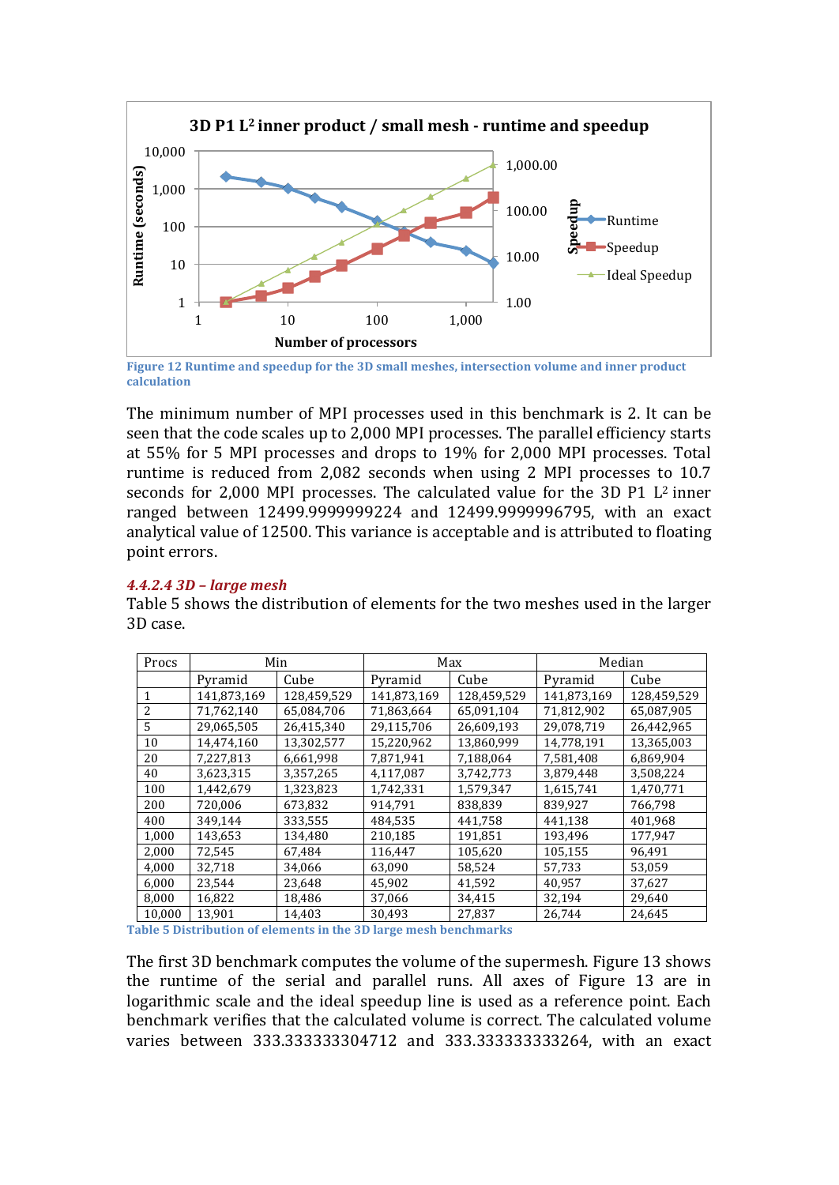Figure 12 Runtime and speedup for the 3D small meshes, intersection volume and inner product calculation

The minimum number of MPI processes used in this benchmark is 2. It can be seen that the code scales up to 2,000 MPI processes. The parallel efficiency starts at 55% for 5 MPI processes and drops to 19% for 2,000 MPI processes. Total runtime is reduced from 2,082 seconds when using 2 MPI processes to 10.7 seconds for 2,000 MPI processes. The calculated value for the 3D P1 $L^2$ inner ranged between 12499.9999999224 and 12499.9999996795, with an exact analytical value of 12500. This variance is acceptable and is attributed to floating point errors.

#### *4.4.2.4 3D – large mesh*

Table 5 shows the distribution of elements for the two meshes used in the larger 3D case.

| Procs | Min | | Max | | Median | |
|---|---|---|---|---|---|---|
| | Pyramid | Cube | Pyramid | Cube | Pyramid | Cube |
| 1 | 141,873,169 | 128,459,529 | 141,873,169 | 128,459,529 | 141,873,169 | 128,459,529 |
| 2 | 71,762,140 | 65,084,706 | 71,863,664 | 65,091,104 | 71,812,902 | 65,087,905 |
| 5 | 29,065,505 | 26,415,340 | 29,115,706 | 26,609,193 | 29,078,719 | 26,442,965 |
| 10 | 14,474,160 | 13,302,577 | 15,220,962 | 13,860,999 | 14,778,191 | 13,365,003 |
| 20 | 7,227,813 | 6,661,998 | 7,871,941 | 7,188,064 | 7,581,408 | 6,869,904 |
| 40 | 3,623,315 | 3,357,265 | 4,117,087 | 3,742,773 | 3,879,448 | 3,508,224 |
| 100 | 1,442,679 | 1,323,823 | 1,742,331 | 1,579,347 | 1,615,741 | 1,470,771 |
| 200 | 720,006 | 673,832 | 914,791 | 838,839 | 839,927 | 766,798 |
| 400 | 349,144 | 333,555 | 484,535 | 441,758 | 441,138 | 401,968 |
| 1,000 | 143,653 | 134,480 | 210,185 | 191,851 | 193,496 | 177,947 |
| 2,000 | 72,545 | 67,484 | 116,447 | 105,620 | 105,155 | 96,491 |
| 4,000 | 32,718 | 34,066 | 63,090 | 58,524 | 57,733 | 53,059 |
| 6,000 | 23,544 | 23,648 | 45,902 | 41,592 | 40,957 | 37,627 |
| 8,000 | 16,822 | 18,486 | 37,066 | 34,415 | 32,194 | 29,640 |
| 10,000 | 13,901 | 14,403 | 30,493 | 27,837 | 26,744 | 24,645 |

Table 5 Distribution of elements in the 3D large mesh benchmarks

The first 3D benchmark computes the volume of the supermesh. Figure 13 shows the runtime of the serial and parallel runs. All axes of Figure 13 are in logarithmic scale and the ideal speedup line is used as a reference point. Each benchmark verifies that the calculated volume is correct. The calculated volume varies between 333.333333304712 and 333.333333333264, with an exact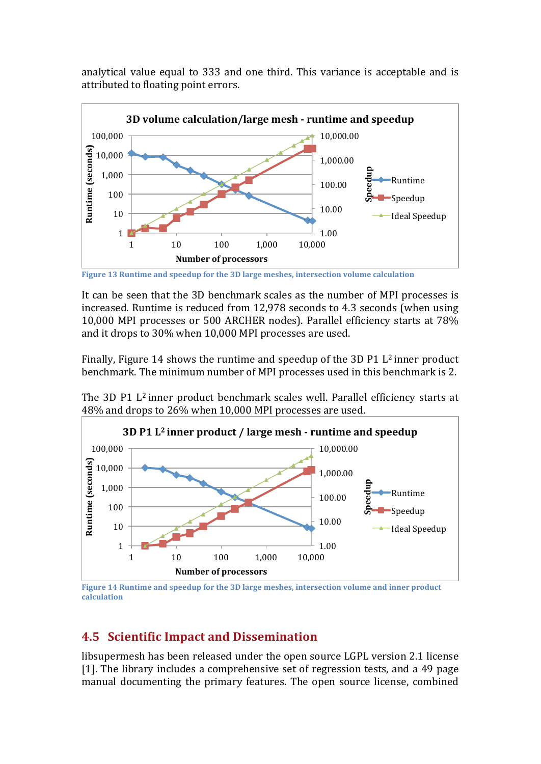analytical value equal to 333 and one third. This variance is acceptable and is attributed to floating point errors.

Figure 13 Runtime and speedup for the 3D large meshes, intersection volume calculation

It can be seen that the 3D benchmark scales as the number of MPI processes is increased. Runtime is reduced from 12,978 seconds to 4.3 seconds (when using 10,000 MPI processes or 500 ARCHER nodes). Parallel efficiency starts at 78% and it drops to 30% when 10,000 MPI processes are used.

Finally, Figure 14 shows the runtime and speedup of the 3D P1 $L^2$ inner product benchmark. The minimum number of MPI processes used in this benchmark is 2.

The 3D P1 $L^2$ inner product benchmark scales well. Parallel efficiency starts at 48% and drops to 26% when 10,000 MPI processes are used.

Figure 14 Runtime and speedup for the 3D large meshes, intersection volume and inner product calculation

## 4.5 Scientific Impact and Dissemination

libsupermesh has been released under the open source LGPL version 2.1 license [1]. The library includes a comprehensive set of regression tests, and a 49 page manual documenting the primary features. The open source license, combined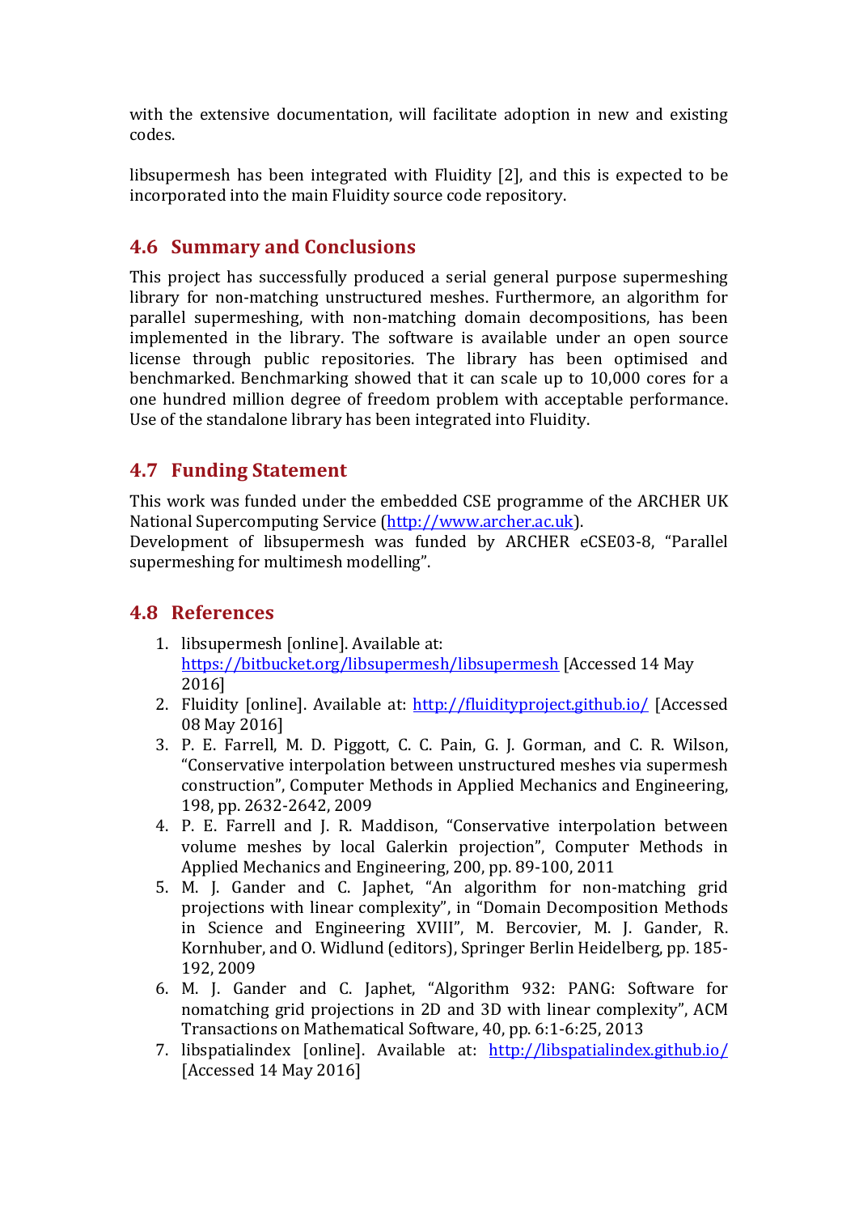with the extensive documentation, will facilitate adoption in new and existing codes.

libsupermesh has been integrated with Fluidity [2], and this is expected to be incorporated into the main Fluidity source code repository.

## 4.6 Summary and Conclusions

This project has successfully produced a serial general purpose supermeshing library for non-matching unstructured meshes. Furthermore, an algorithm for parallel supermeshing, with non-matching domain decompositions, has been implemented in the library. The software is available under an open source license through public repositories. The library has been optimised and benchmarked. Benchmarking showed that it can scale up to 10,000 cores for a one hundred million degree of freedom problem with acceptable performance. Use of the standalone library has been integrated into Fluidity.

## 4.7 Funding Statement

This work was funded under the embedded CSE programme of the ARCHER UK National Supercomputing Service (http://www.archer.ac.uk).
Development of libsupermesh was funded by ARCHER eCSE03-8, "Parallel supermeshing for multimesh modelling".

## 4.8 References

1. libsupermesh [online]. Available at: https://bitbucket.org/libsupermesh/libsupermesh [Accessed 14 May 2016]
2. Fluidity [online]. Available at: http://fluidityproject.github.io/ [Accessed 08 May 2016]
3. P. E. Farrell, M. D. Piggott, C. C. Pain, G. J. Gorman, and C. R. Wilson, "Conservative interpolation between unstructured meshes via supermesh construction", Computer Methods in Applied Mechanics and Engineering, 198, pp. 2632-2642, 2009
4. P. E. Farrell and J. R. Maddison, "Conservative interpolation between volume meshes by local Galerkin projection", Computer Methods in Applied Mechanics and Engineering, 200, pp. 89-100, 2011
5. M. J. Gander and C. Japhet, "An algorithm for non-matching grid projections with linear complexity", in "Domain Decomposition Methods in Science and Engineering XVIII", M. Bercovier, M. J. Gander, R. Kornhuber, and O. Widlund (editors), Springer Berlin Heidelberg, pp. 185-192, 2009
6. M. J. Gander and C. Japhet, "Algorithm 932: PANG: Software for nomatching grid projections in 2D and 3D with linear complexity", ACM Transactions on Mathematical Software, 40, pp. 6:1-6:25, 2013
7. libspatialindex [online]. Available at: http://libspatialindex.github.io/ [Accessed 14 May 2016]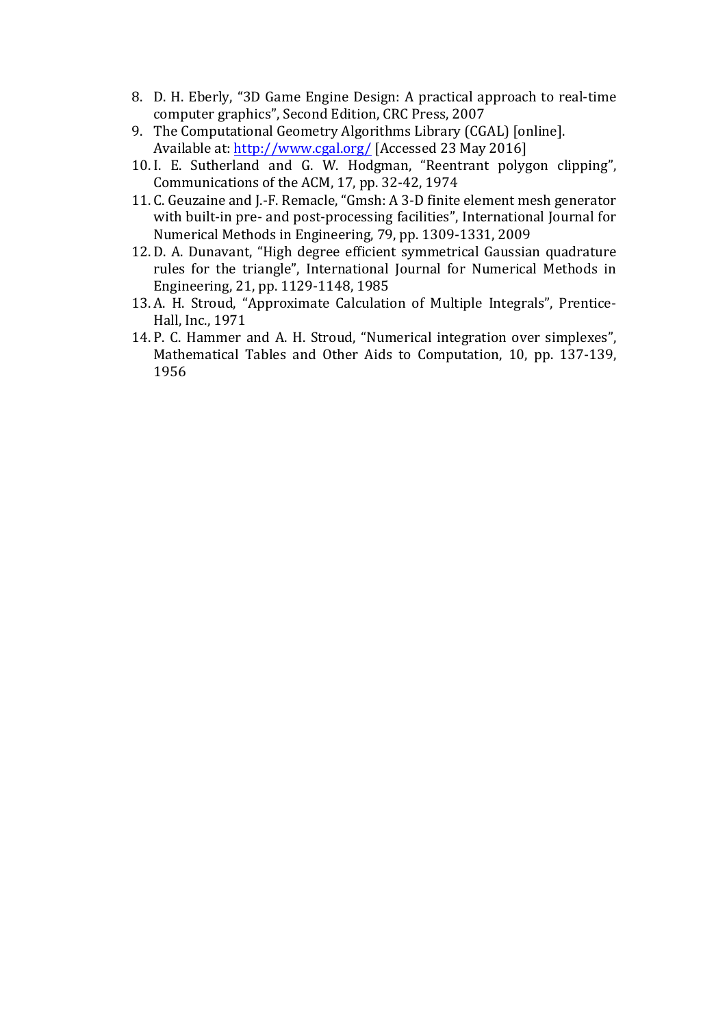8. D. H. Eberly, “3D Game Engine Design: A practical approach to real-time computer graphics”, Second Edition, CRC Press, 2007
9. The Computational Geometry Algorithms Library (CGAL) [online]. Available at: http://www.cgal.org/ [Accessed 23 May 2016]
10. I. E. Sutherland and G. W. Hodgman, “Reentrant polygon clipping”, Communications of the ACM, 17, pp. 32-42, 1974
11. C. Geuzaine and J.-F. Remacle, “Gmsh: A 3-D finite element mesh generator with built-in pre- and post-processing facilities”, International Journal for Numerical Methods in Engineering, 79, pp. 1309-1331, 2009
12. D. A. Dunavant, “High degree efficient symmetrical Gaussian quadrature rules for the triangle”, International Journal for Numerical Methods in Engineering, 21, pp. 1129-1148, 1985
13. A. H. Stroud, “Approximate Calculation of Multiple Integrals”, Prentice-Hall, Inc., 1971
14. P. C. Hammer and A. H. Stroud, “Numerical integration over simplexes”, Mathematical Tables and Other Aids to Computation, 10, pp. 137-139, 1956